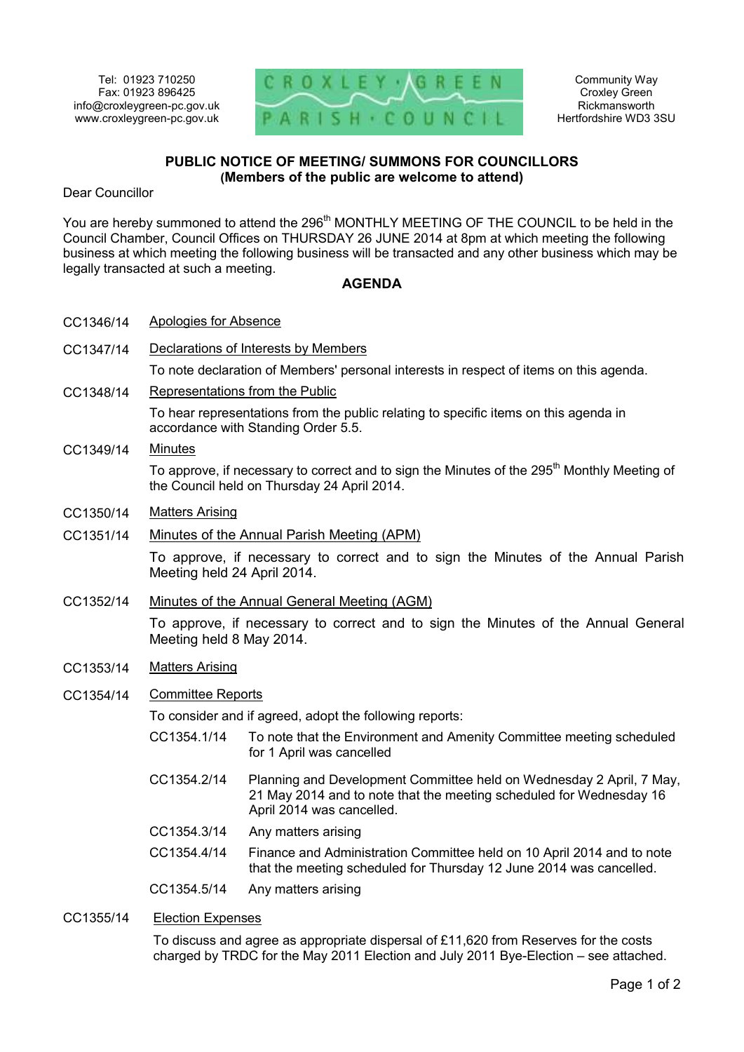Tel: 01923 710250
Fax: 01923 896425
info@croxleygreen-pc.gov.uk
www.croxleygreen-pc.gov.uk

CROXLEY GREEN PARISH COUNCIL

Community Way
Croxley Green
Rickmansworth
Hertfordshire WD3 3SU

## PUBLIC NOTICE OF MEETING/ SUMMONS FOR COUNCILLORS
**(Members of the public are welcome to attend)**

Dear Councillor

You are hereby summoned to attend the 296th MONTHLY MEETING OF THE COUNCIL to be held in the Council Chamber, Council Offices on THURSDAY 26 JUNE 2014 at 8pm at which meeting the following business at which meeting the following business will be transacted and any other business which may be legally transacted at such a meeting.

## AGENDA

CC1346/14 Apologies for Absence

CC1347/14 Declarations of Interests by Members

To note declaration of Members' personal interests in respect of items on this agenda.

CC1348/14 Representations from the Public

To hear representations from the public relating to specific items on this agenda in accordance with Standing Order 5.5.

CC1349/14 Minutes

To approve, if necessary to correct and to sign the Minutes of the 295th Monthly Meeting of the Council held on Thursday 24 April 2014.

CC1350/14 Matters Arising

CC1351/14 Minutes of the Annual Parish Meeting (APM)

To approve, if necessary to correct and to sign the Minutes of the Annual Parish Meeting held 24 April 2014.

CC1352/14 Minutes of the Annual General Meeting (AGM)

To approve, if necessary to correct and to sign the Minutes of the Annual General Meeting held 8 May 2014.

CC1353/14 Matters Arising

CC1354/14 Committee Reports

To consider and if agreed, adopt the following reports:

- CC1354.1/14 To note that the Environment and Amenity Committee meeting scheduled for 1 April was cancelled
- CC1354.2/14 Planning and Development Committee held on Wednesday 2 April, 7 May, 21 May 2014 and to note that the meeting scheduled for Wednesday 16 April 2014 was cancelled.
- CC1354.3/14 Any matters arising
- CC1354.4/14 Finance and Administration Committee held on 10 April 2014 and to note that the meeting scheduled for Thursday 12 June 2014 was cancelled.
- CC1354.5/14 Any matters arising

CC1355/14 Election Expenses

To discuss and agree as appropriate dispersal of £11,620 from Reserves for the costs charged by TRDC for the May 2011 Election and July 2011 Bye-Election – see attached.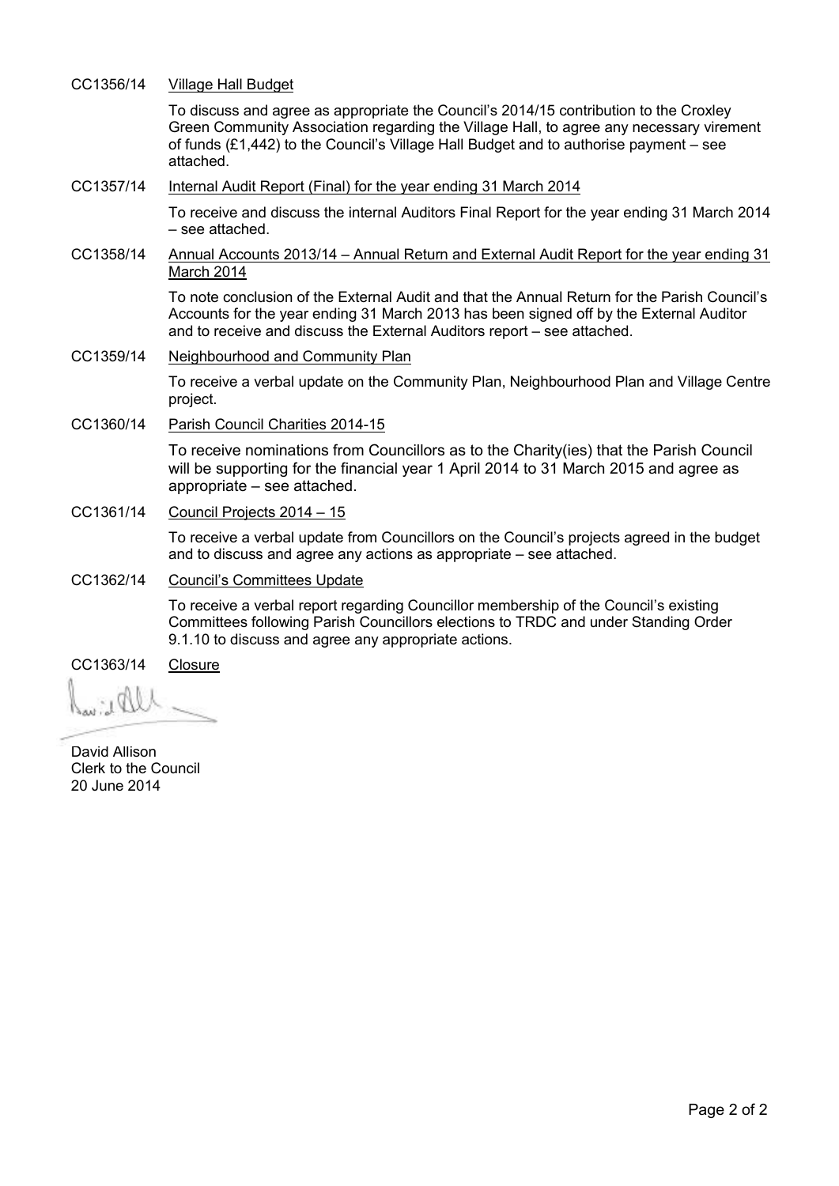CC1356/14 Village Hall Budget

To discuss and agree as appropriate the Council's 2014/15 contribution to the Croxley Green Community Association regarding the Village Hall, to agree any necessary virement of funds (£1,442) to the Council's Village Hall Budget and to authorise payment – see attached.

CC1357/14 Internal Audit Report (Final) for the year ending 31 March 2014

To receive and discuss the internal Auditors Final Report for the year ending 31 March 2014 – see attached.

CC1358/14 Annual Accounts 2013/14 – Annual Return and External Audit Report for the year ending 31 March 2014

To note conclusion of the External Audit and that the Annual Return for the Parish Council's Accounts for the year ending 31 March 2013 has been signed off by the External Auditor and to receive and discuss the External Auditors report – see attached.

CC1359/14 Neighbourhood and Community Plan

To receive a verbal update on the Community Plan, Neighbourhood Plan and Village Centre project.

CC1360/14 Parish Council Charities 2014-15

To receive nominations from Councillors as to the Charity(ies) that the Parish Council will be supporting for the financial year 1 April 2014 to 31 March 2015 and agree as appropriate – see attached.

CC1361/14 Council Projects 2014 – 15

To receive a verbal update from Councillors on the Council's projects agreed in the budget and to discuss and agree any actions as appropriate – see attached.

CC1362/14 Council's Committees Update

To receive a verbal report regarding Councillor membership of the Council's existing Committees following Parish Councillors elections to TRDC and under Standing Order 9.1.10 to discuss and agree any appropriate actions.

CC1363/14 Closure

David Allison
Clerk to the Council
20 June 2014